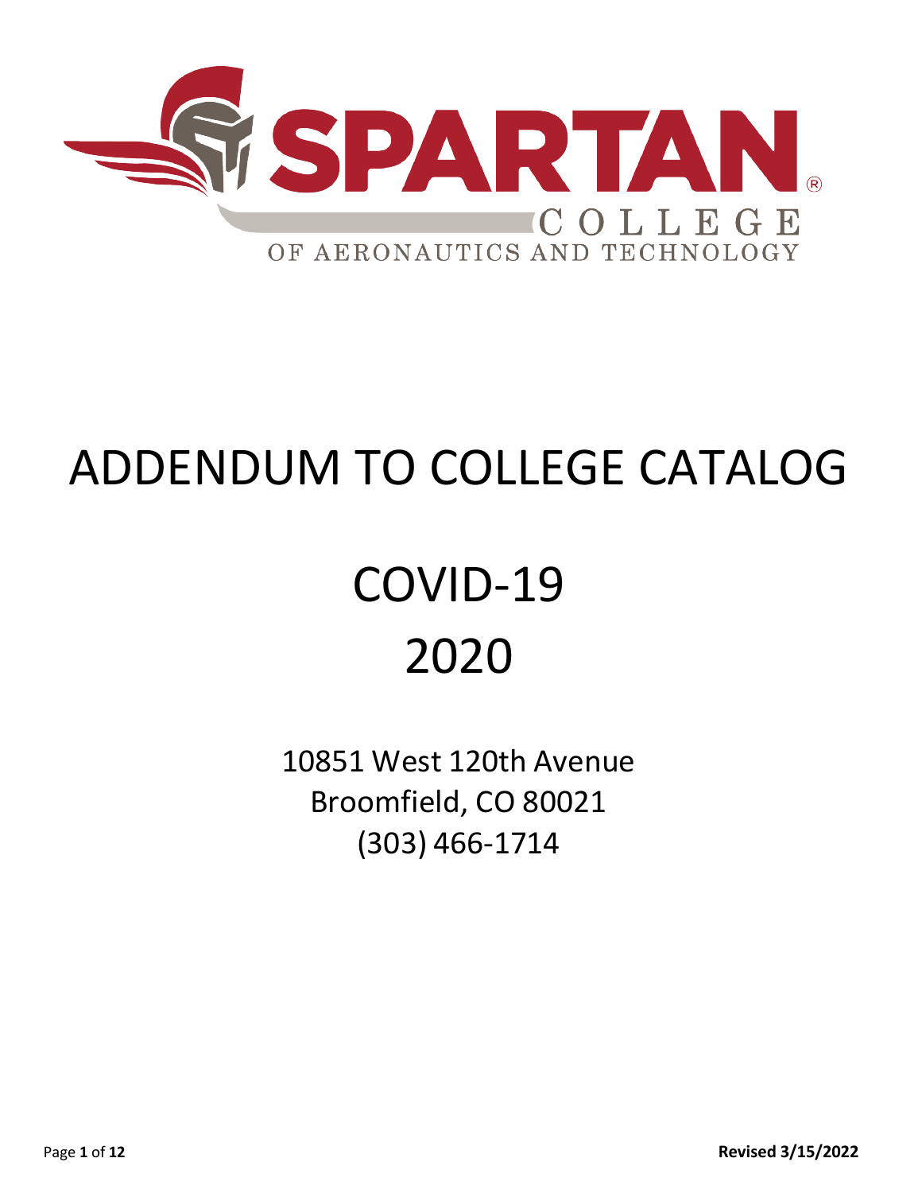# SPARTAN COLLEGE OF AERONAUTICS AND TECHNOLOGY

# ADDENDUM TO COLLEGE CATALOG

# COVID-19
# 2020

10851 West 120th Avenue
Broomfield, CO 80021
(303) 466-1714

**Revised 3/15/2022**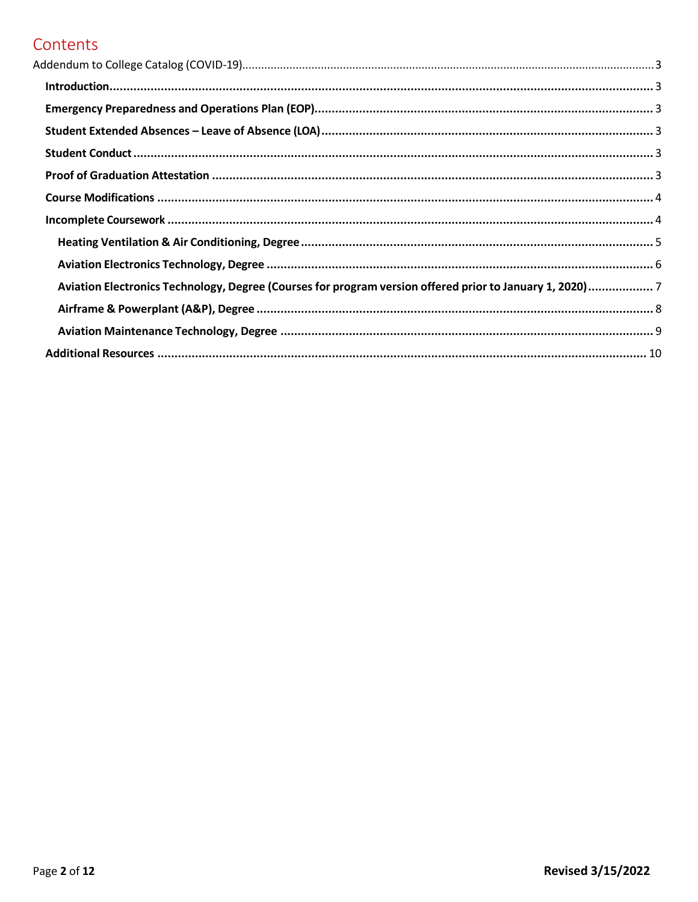# Contents

Addendum to College Catalog (COVID-19) .......... 3

- **Introduction** .......... 3
- **Emergency Preparedness and Operations Plan (EOP)** .......... 3
- **Student Extended Absences – Leave of Absence (LOA)** .......... 3
- **Student Conduct** .......... 3
- **Proof of Graduation Attestation** .......... 3
- **Course Modifications** .......... 4
- **Incomplete Coursework** .......... 4
  - **Heating Ventilation & Air Conditioning, Degree** .......... 5
  - **Aviation Electronics Technology, Degree** .......... 6
  - **Aviation Electronics Technology, Degree (Courses for program version offered prior to January 1, 2020)** .......... 7
  - **Airframe & Powerplant (A&P), Degree** .......... 8
  - **Aviation Maintenance Technology, Degree** .......... 9
- **Additional Resources** .......... 10

**Revised 3/15/2022**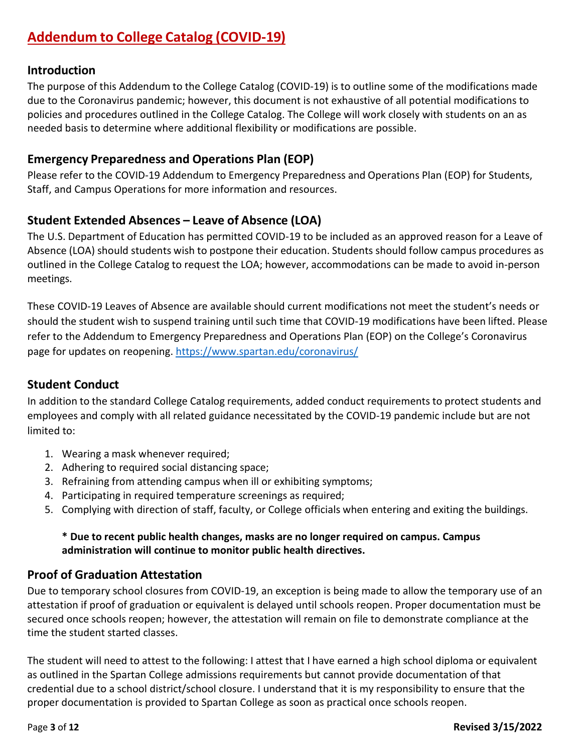# Addendum to College Catalog (COVID-19)

## Introduction

The purpose of this Addendum to the College Catalog (COVID-19) is to outline some of the modifications made due to the Coronavirus pandemic; however, this document is not exhaustive of all potential modifications to policies and procedures outlined in the College Catalog. The College will work closely with students on an as needed basis to determine where additional flexibility or modifications are possible.

## Emergency Preparedness and Operations Plan (EOP)

Please refer to the COVID-19 Addendum to Emergency Preparedness and Operations Plan (EOP) for Students, Staff, and Campus Operations for more information and resources.

## Student Extended Absences – Leave of Absence (LOA)

The U.S. Department of Education has permitted COVID-19 to be included as an approved reason for a Leave of Absence (LOA) should students wish to postpone their education. Students should follow campus procedures as outlined in the College Catalog to request the LOA; however, accommodations can be made to avoid in-person meetings.

These COVID-19 Leaves of Absence are available should current modifications not meet the student's needs or should the student wish to suspend training until such time that COVID-19 modifications have been lifted. Please refer to the Addendum to Emergency Preparedness and Operations Plan (EOP) on the College's Coronavirus page for updates on reopening. https://www.spartan.edu/coronavirus/

## Student Conduct

In addition to the standard College Catalog requirements, added conduct requirements to protect students and employees and comply with all related guidance necessitated by the COVID-19 pandemic include but are not limited to:

1. Wearing a mask whenever required;
2. Adhering to required social distancing space;
3. Refraining from attending campus when ill or exhibiting symptoms;
4. Participating in required temperature screenings as required;
5. Complying with direction of staff, faculty, or College officials when entering and exiting the buildings.

**\* Due to recent public health changes, masks are no longer required on campus. Campus administration will continue to monitor public health directives.**

## Proof of Graduation Attestation

Due to temporary school closures from COVID-19, an exception is being made to allow the temporary use of an attestation if proof of graduation or equivalent is delayed until schools reopen. Proper documentation must be secured once schools reopen; however, the attestation will remain on file to demonstrate compliance at the time the student started classes.

The student will need to attest to the following: I attest that I have earned a high school diploma or equivalent as outlined in the Spartan College admissions requirements but cannot provide documentation of that credential due to a school district/school closure. I understand that it is my responsibility to ensure that the proper documentation is provided to Spartan College as soon as practical once schools reopen.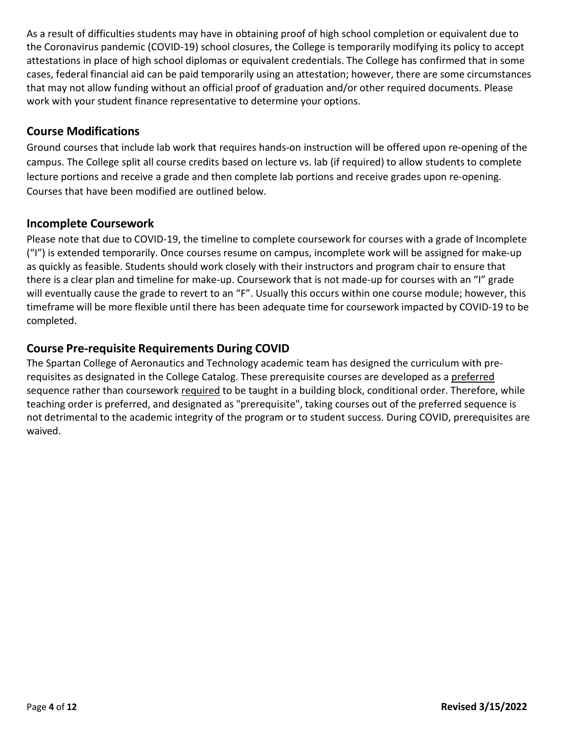As a result of difficulties students may have in obtaining proof of high school completion or equivalent due to the Coronavirus pandemic (COVID-19) school closures, the College is temporarily modifying its policy to accept attestations in place of high school diplomas or equivalent credentials. The College has confirmed that in some cases, federal financial aid can be paid temporarily using an attestation; however, there are some circumstances that may not allow funding without an official proof of graduation and/or other required documents. Please work with your student finance representative to determine your options.

## Course Modifications

Ground courses that include lab work that requires hands-on instruction will be offered upon re-opening of the campus. The College split all course credits based on lecture vs. lab (if required) to allow students to complete lecture portions and receive a grade and then complete lab portions and receive grades upon re-opening. Courses that have been modified are outlined below.

## Incomplete Coursework

Please note that due to COVID-19, the timeline to complete coursework for courses with a grade of Incomplete ("I") is extended temporarily. Once courses resume on campus, incomplete work will be assigned for make-up as quickly as feasible. Students should work closely with their instructors and program chair to ensure that there is a clear plan and timeline for make-up. Coursework that is not made-up for courses with an "I" grade will eventually cause the grade to revert to an "F". Usually this occurs within one course module; however, this timeframe will be more flexible until there has been adequate time for coursework impacted by COVID-19 to be completed.

## Course Pre-requisite Requirements During COVID

The Spartan College of Aeronautics and Technology academic team has designed the curriculum with pre-requisites as designated in the College Catalog. These prerequisite courses are developed as a preferred sequence rather than coursework required to be taught in a building block, conditional order. Therefore, while teaching order is preferred, and designated as "prerequisite", taking courses out of the preferred sequence is not detrimental to the academic integrity of the program or to student success. During COVID, prerequisites are waived.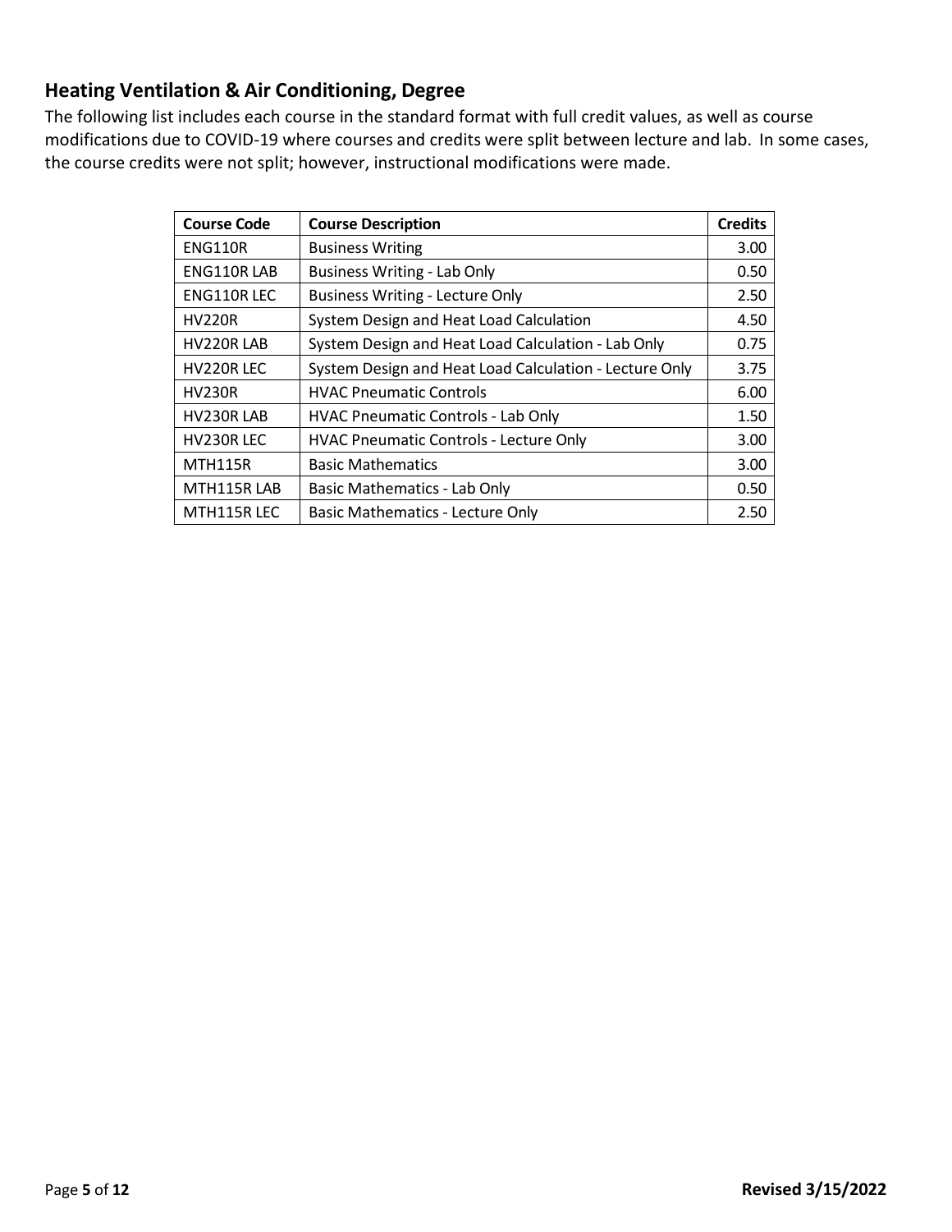## Heating Ventilation & Air Conditioning, Degree

The following list includes each course in the standard format with full credit values, as well as course modifications due to COVID-19 where courses and credits were split between lecture and lab. In some cases, the course credits were not split; however, instructional modifications were made.

| Course Code | Course Description | Credits |
|---|---|---|
| ENG110R | Business Writing | 3.00 |
| ENG110R LAB | Business Writing - Lab Only | 0.50 |
| ENG110R LEC | Business Writing - Lecture Only | 2.50 |
| HV220R | System Design and Heat Load Calculation | 4.50 |
| HV220R LAB | System Design and Heat Load Calculation - Lab Only | 0.75 |
| HV220R LEC | System Design and Heat Load Calculation - Lecture Only | 3.75 |
| HV230R | HVAC Pneumatic Controls | 6.00 |
| HV230R LAB | HVAC Pneumatic Controls - Lab Only | 1.50 |
| HV230R LEC | HVAC Pneumatic Controls - Lecture Only | 3.00 |
| MTH115R | Basic Mathematics | 3.00 |
| MTH115R LAB | Basic Mathematics - Lab Only | 0.50 |
| MTH115R LEC | Basic Mathematics - Lecture Only | 2.50 |

**Revised 3/15/2022**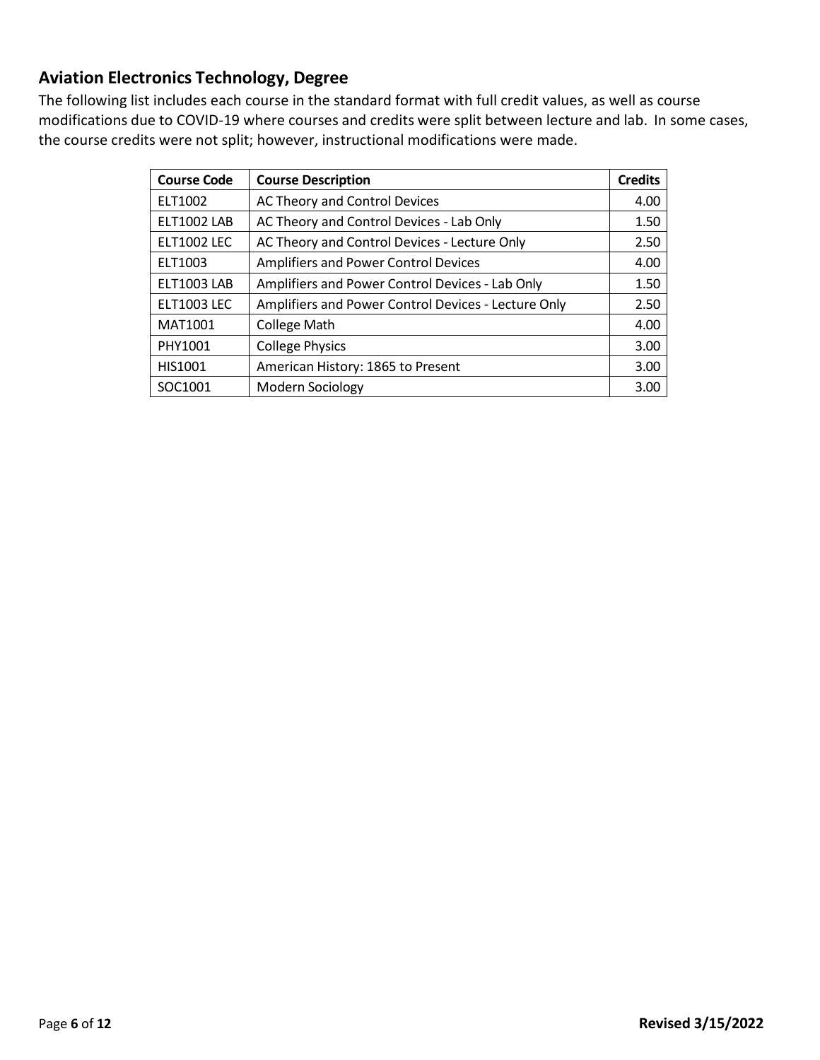## Aviation Electronics Technology, Degree

The following list includes each course in the standard format with full credit values, as well as course modifications due to COVID-19 where courses and credits were split between lecture and lab. In some cases, the course credits were not split; however, instructional modifications were made.

| Course Code | Course Description | Credits |
|---|---|---|
| ELT1002 | AC Theory and Control Devices | 4.00 |
| ELT1002 LAB | AC Theory and Control Devices - Lab Only | 1.50 |
| ELT1002 LEC | AC Theory and Control Devices - Lecture Only | 2.50 |
| ELT1003 | Amplifiers and Power Control Devices | 4.00 |
| ELT1003 LAB | Amplifiers and Power Control Devices - Lab Only | 1.50 |
| ELT1003 LEC | Amplifiers and Power Control Devices - Lecture Only | 2.50 |
| MAT1001 | College Math | 4.00 |
| PHY1001 | College Physics | 3.00 |
| HIS1001 | American History: 1865 to Present | 3.00 |
| SOC1001 | Modern Sociology | 3.00 |

**Revised 3/15/2022**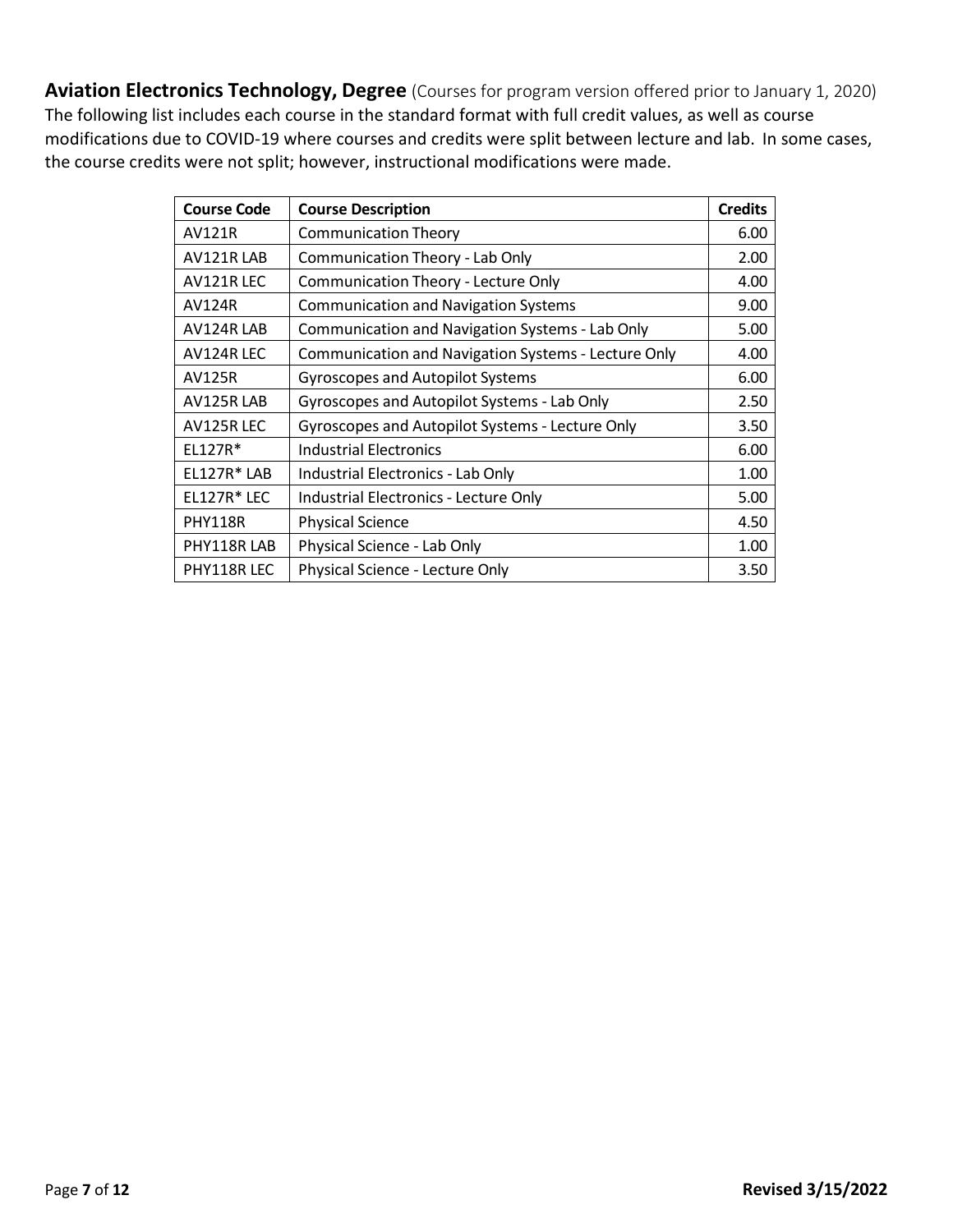**Aviation Electronics Technology, Degree** (Courses for program version offered prior to January 1, 2020)
The following list includes each course in the standard format with full credit values, as well as course modifications due to COVID-19 where courses and credits were split between lecture and lab. In some cases, the course credits were not split; however, instructional modifications were made.

| Course Code | Course Description | Credits |
|---|---|---|
| AV121R | Communication Theory | 6.00 |
| AV121R LAB | Communication Theory - Lab Only | 2.00 |
| AV121R LEC | Communication Theory - Lecture Only | 4.00 |
| AV124R | Communication and Navigation Systems | 9.00 |
| AV124R LAB | Communication and Navigation Systems - Lab Only | 5.00 |
| AV124R LEC | Communication and Navigation Systems - Lecture Only | 4.00 |
| AV125R | Gyroscopes and Autopilot Systems | 6.00 |
| AV125R LAB | Gyroscopes and Autopilot Systems - Lab Only | 2.50 |
| AV125R LEC | Gyroscopes and Autopilot Systems - Lecture Only | 3.50 |
| EL127R* | Industrial Electronics | 6.00 |
| EL127R* LAB | Industrial Electronics - Lab Only | 1.00 |
| EL127R* LEC | Industrial Electronics - Lecture Only | 5.00 |
| PHY118R | Physical Science | 4.50 |
| PHY118R LAB | Physical Science - Lab Only | 1.00 |
| PHY118R LEC | Physical Science - Lecture Only | 3.50 |

**Revised 3/15/2022**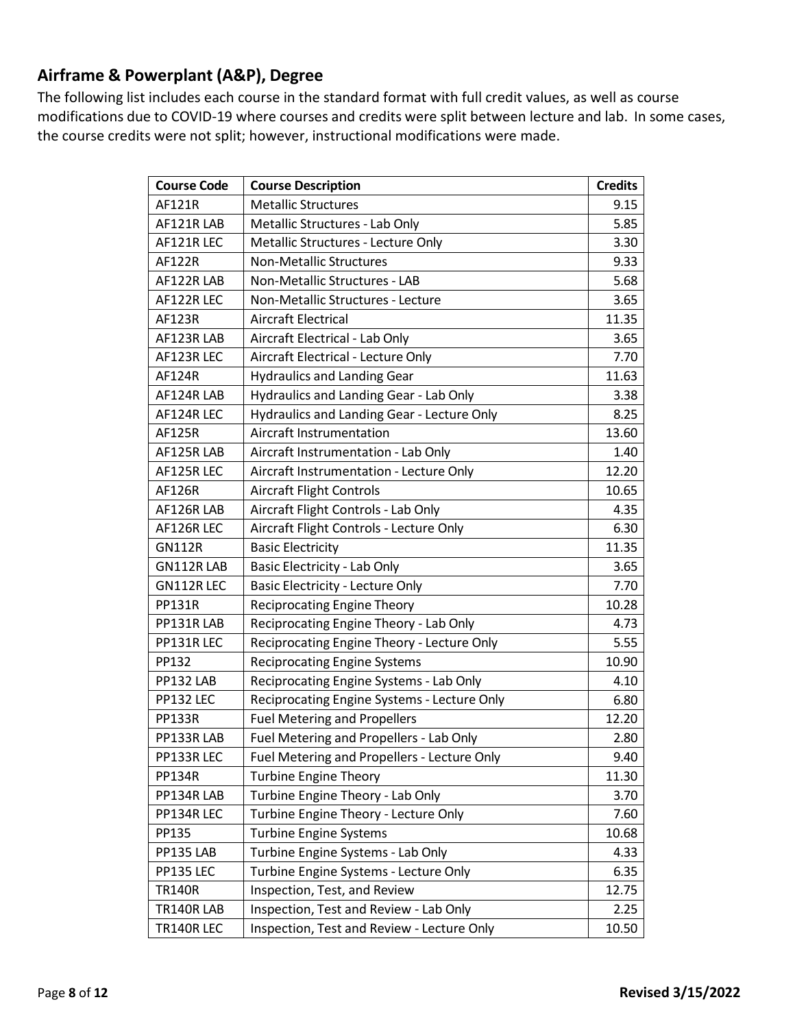## Airframe & Powerplant (A&P), Degree

The following list includes each course in the standard format with full credit values, as well as course modifications due to COVID-19 where courses and credits were split between lecture and lab. In some cases, the course credits were not split; however, instructional modifications were made.

| Course Code | Course Description | Credits |
|---|---|---|
| AF121R | Metallic Structures | 9.15 |
| AF121R LAB | Metallic Structures - Lab Only | 5.85 |
| AF121R LEC | Metallic Structures - Lecture Only | 3.30 |
| AF122R | Non-Metallic Structures | 9.33 |
| AF122R LAB | Non-Metallic Structures - LAB | 5.68 |
| AF122R LEC | Non-Metallic Structures - Lecture | 3.65 |
| AF123R | Aircraft Electrical | 11.35 |
| AF123R LAB | Aircraft Electrical - Lab Only | 3.65 |
| AF123R LEC | Aircraft Electrical - Lecture Only | 7.70 |
| AF124R | Hydraulics and Landing Gear | 11.63 |
| AF124R LAB | Hydraulics and Landing Gear - Lab Only | 3.38 |
| AF124R LEC | Hydraulics and Landing Gear - Lecture Only | 8.25 |
| AF125R | Aircraft Instrumentation | 13.60 |
| AF125R LAB | Aircraft Instrumentation - Lab Only | 1.40 |
| AF125R LEC | Aircraft Instrumentation - Lecture Only | 12.20 |
| AF126R | Aircraft Flight Controls | 10.65 |
| AF126R LAB | Aircraft Flight Controls - Lab Only | 4.35 |
| AF126R LEC | Aircraft Flight Controls - Lecture Only | 6.30 |
| GN112R | Basic Electricity | 11.35 |
| GN112R LAB | Basic Electricity - Lab Only | 3.65 |
| GN112R LEC | Basic Electricity - Lecture Only | 7.70 |
| PP131R | Reciprocating Engine Theory | 10.28 |
| PP131R LAB | Reciprocating Engine Theory - Lab Only | 4.73 |
| PP131R LEC | Reciprocating Engine Theory - Lecture Only | 5.55 |
| PP132 | Reciprocating Engine Systems | 10.90 |
| PP132 LAB | Reciprocating Engine Systems - Lab Only | 4.10 |
| PP132 LEC | Reciprocating Engine Systems - Lecture Only | 6.80 |
| PP133R | Fuel Metering and Propellers | 12.20 |
| PP133R LAB | Fuel Metering and Propellers - Lab Only | 2.80 |
| PP133R LEC | Fuel Metering and Propellers - Lecture Only | 9.40 |
| PP134R | Turbine Engine Theory | 11.30 |
| PP134R LAB | Turbine Engine Theory - Lab Only | 3.70 |
| PP134R LEC | Turbine Engine Theory - Lecture Only | 7.60 |
| PP135 | Turbine Engine Systems | 10.68 |
| PP135 LAB | Turbine Engine Systems - Lab Only | 4.33 |
| PP135 LEC | Turbine Engine Systems - Lecture Only | 6.35 |
| TR140R | Inspection, Test, and Review | 12.75 |
| TR140R LAB | Inspection, Test and Review - Lab Only | 2.25 |
| TR140R LEC | Inspection, Test and Review - Lecture Only | 10.50 |

Revised 3/15/2022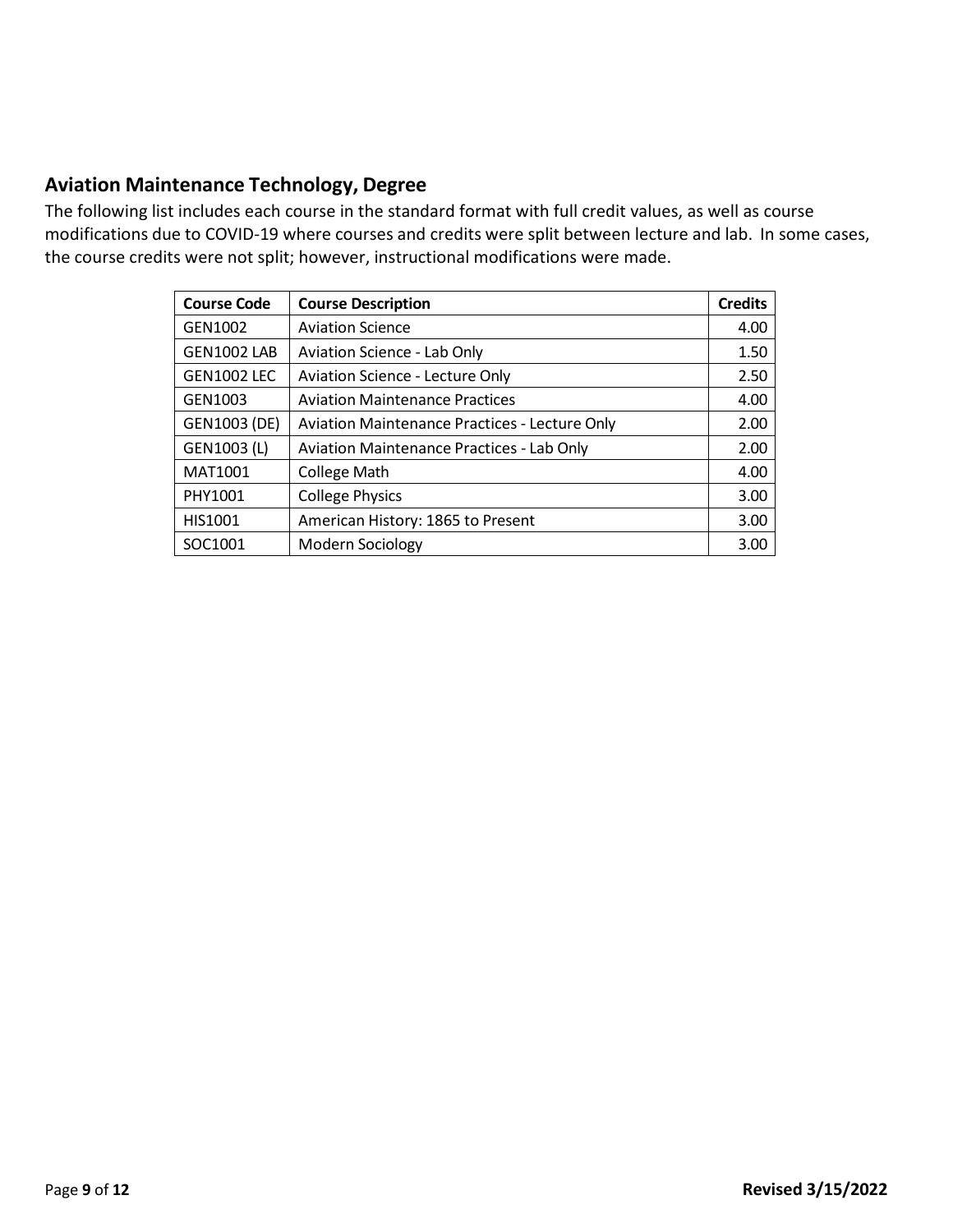## Aviation Maintenance Technology, Degree

The following list includes each course in the standard format with full credit values, as well as course modifications due to COVID-19 where courses and credits were split between lecture and lab. In some cases, the course credits were not split; however, instructional modifications were made.

| Course Code | Course Description | Credits |
|---|---|---|
| GEN1002 | Aviation Science | 4.00 |
| GEN1002 LAB | Aviation Science - Lab Only | 1.50 |
| GEN1002 LEC | Aviation Science - Lecture Only | 2.50 |
| GEN1003 | Aviation Maintenance Practices | 4.00 |
| GEN1003 (DE) | Aviation Maintenance Practices - Lecture Only | 2.00 |
| GEN1003 (L) | Aviation Maintenance Practices - Lab Only | 2.00 |
| MAT1001 | College Math | 4.00 |
| PHY1001 | College Physics | 3.00 |
| HIS1001 | American History: 1865 to Present | 3.00 |
| SOC1001 | Modern Sociology | 3.00 |

Revised 3/15/2022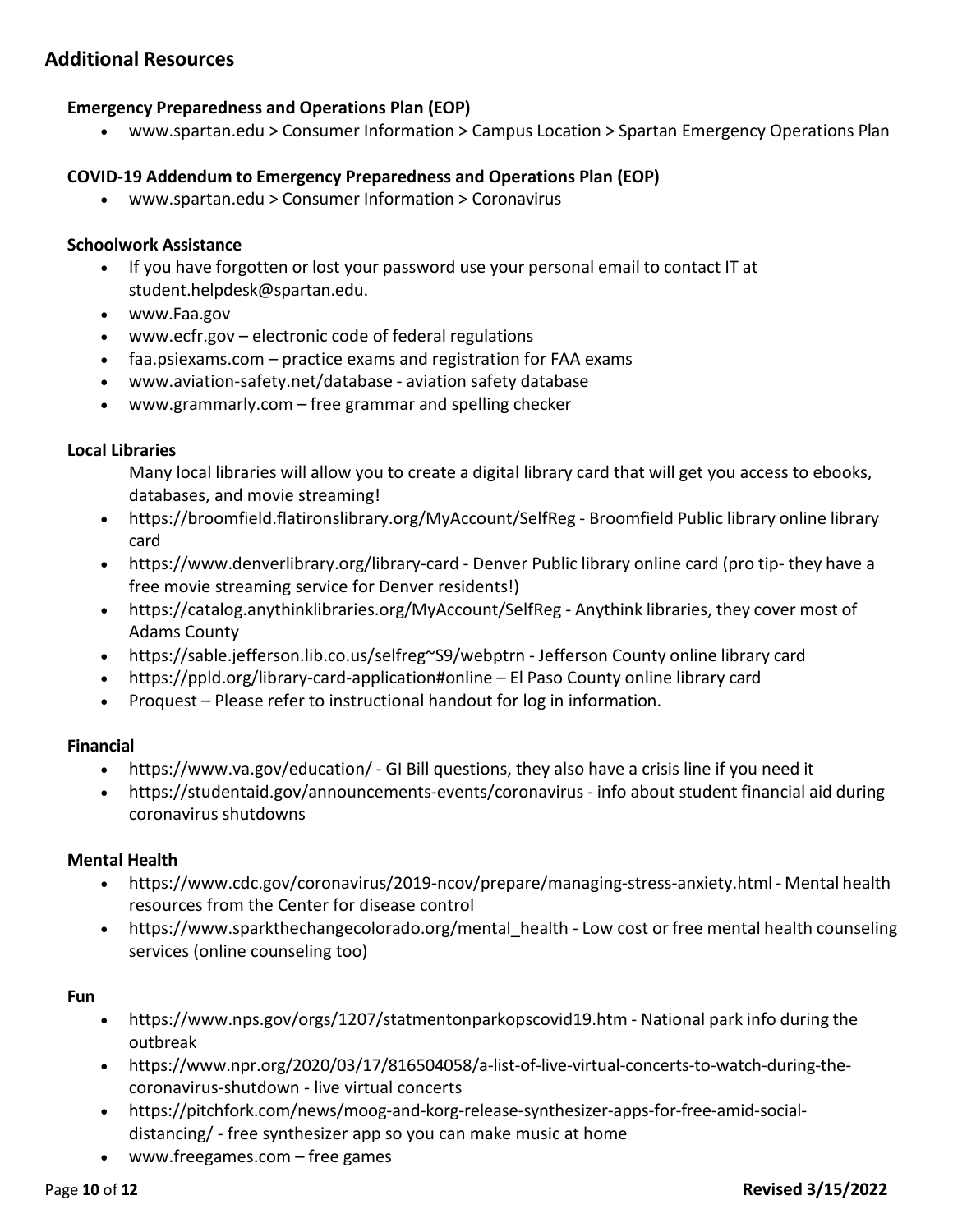## Additional Resources

### Emergency Preparedness and Operations Plan (EOP)

- www.spartan.edu > Consumer Information > Campus Location > Spartan Emergency Operations Plan

### COVID-19 Addendum to Emergency Preparedness and Operations Plan (EOP)

- www.spartan.edu > Consumer Information > Coronavirus

### Schoolwork Assistance

- If you have forgotten or lost your password use your personal email to contact IT at student.helpdesk@spartan.edu.
- www.Faa.gov
- www.ecfr.gov – electronic code of federal regulations
- faa.psiexams.com – practice exams and registration for FAA exams
- www.aviation-safety.net/database - aviation safety database
- www.grammarly.com – free grammar and spelling checker

### Local Libraries

Many local libraries will allow you to create a digital library card that will get you access to ebooks, databases, and movie streaming!

- https://broomfield.flatironslibrary.org/MyAccount/SelfReg - Broomfield Public library online library card
- https://www.denverlibrary.org/library-card - Denver Public library online card (pro tip- they have a free movie streaming service for Denver residents!)
- https://catalog.anythinklibraries.org/MyAccount/SelfReg - Anythink libraries, they cover most of Adams County
- https://sable.jefferson.lib.co.us/selfreg~S9/webptrn - Jefferson County online library card
- https://ppld.org/library-card-application#online – El Paso County online library card
- Proquest – Please refer to instructional handout for log in information.

### Financial

- https://www.va.gov/education/ - GI Bill questions, they also have a crisis line if you need it
- https://studentaid.gov/announcements-events/coronavirus - info about student financial aid during coronavirus shutdowns

### Mental Health

- https://www.cdc.gov/coronavirus/2019-ncov/prepare/managing-stress-anxiety.html - Mental health resources from the Center for disease control
- https://www.sparkthechangecolorado.org/mental_health - Low cost or free mental health counseling services (online counseling too)

### Fun

- https://www.nps.gov/orgs/1207/statmentonparkopscovid19.htm - National park info during the outbreak
- https://www.npr.org/2020/03/17/816504058/a-list-of-live-virtual-concerts-to-watch-during-the-coronavirus-shutdown - live virtual concerts
- https://pitchfork.com/news/moog-and-korg-release-synthesizer-apps-for-free-amid-social-distancing/ - free synthesizer app so you can make music at home
- www.freegames.com – free games

Revised 3/15/2022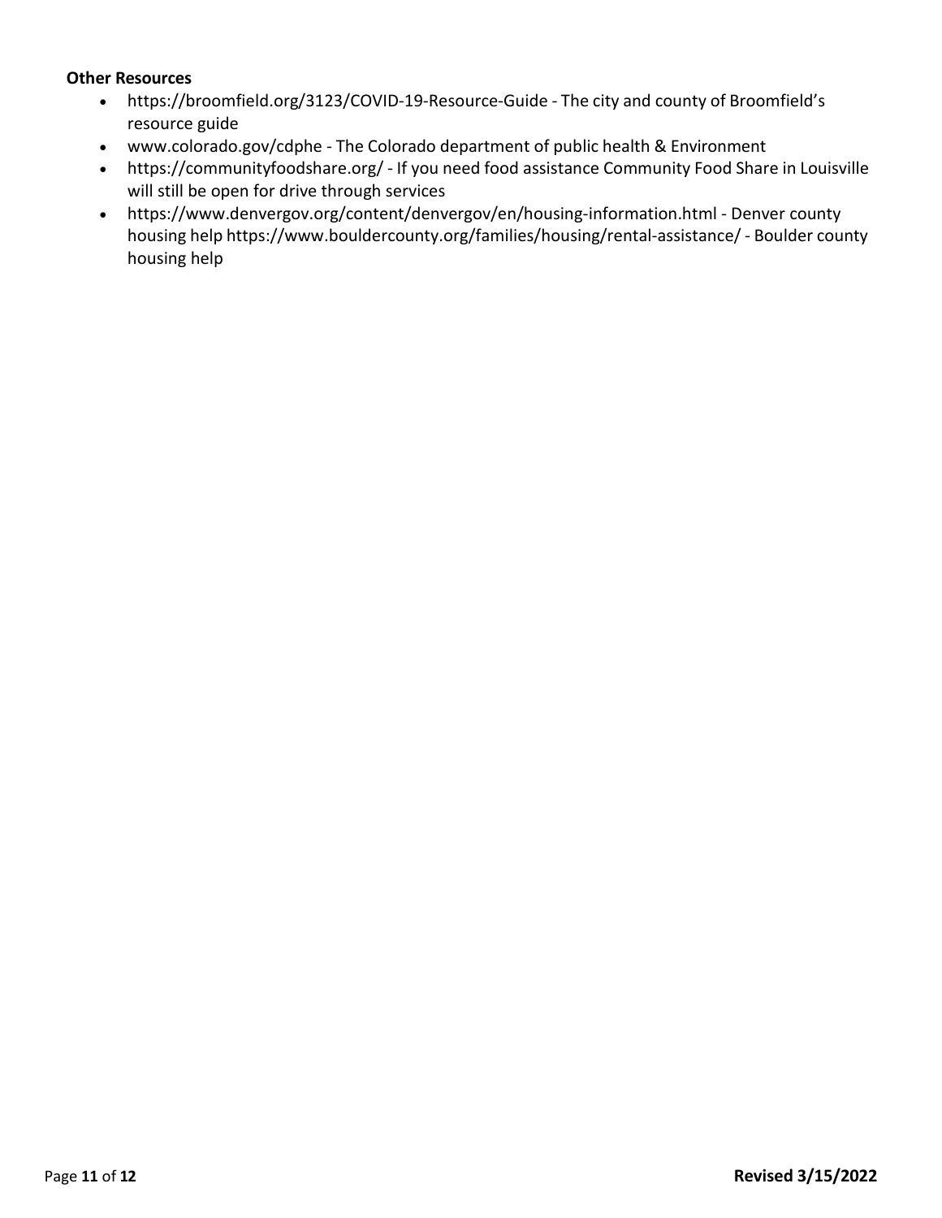**Other Resources**

- https://broomfield.org/3123/COVID-19-Resource-Guide - The city and county of Broomfield's resource guide
- www.colorado.gov/cdphe - The Colorado department of public health & Environment
- https://communityfoodshare.org/ - If you need food assistance Community Food Share in Louisville will still be open for drive through services
- https://www.denvergov.org/content/denvergov/en/housing-information.html - Denver county housing help https://www.bouldercounty.org/families/housing/rental-assistance/ - Boulder county housing help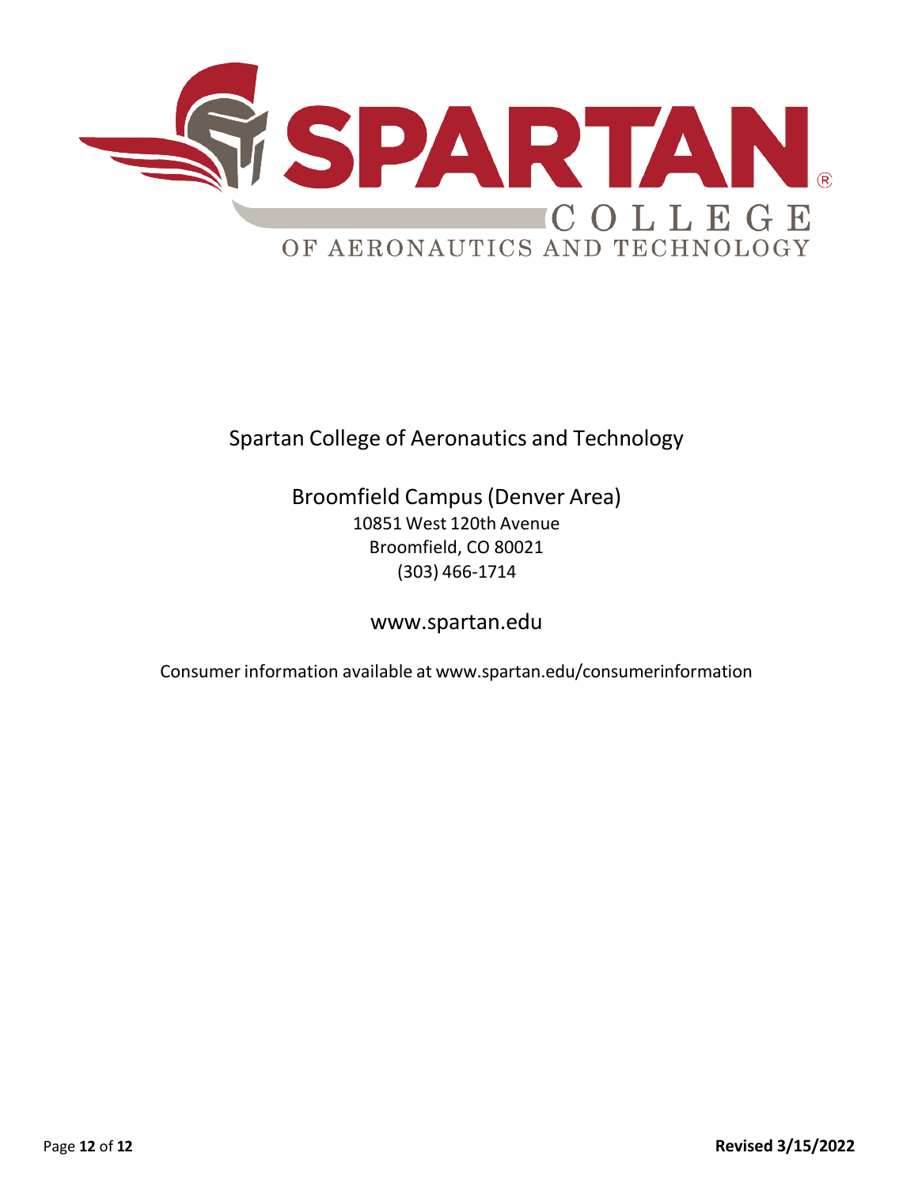Spartan College of Aeronautics and Technology

Broomfield Campus (Denver Area)

10851 West 120th Avenue

Broomfield, CO 80021

(303) 466-1714

www.spartan.edu

Consumer information available at www.spartan.edu/consumerinformation